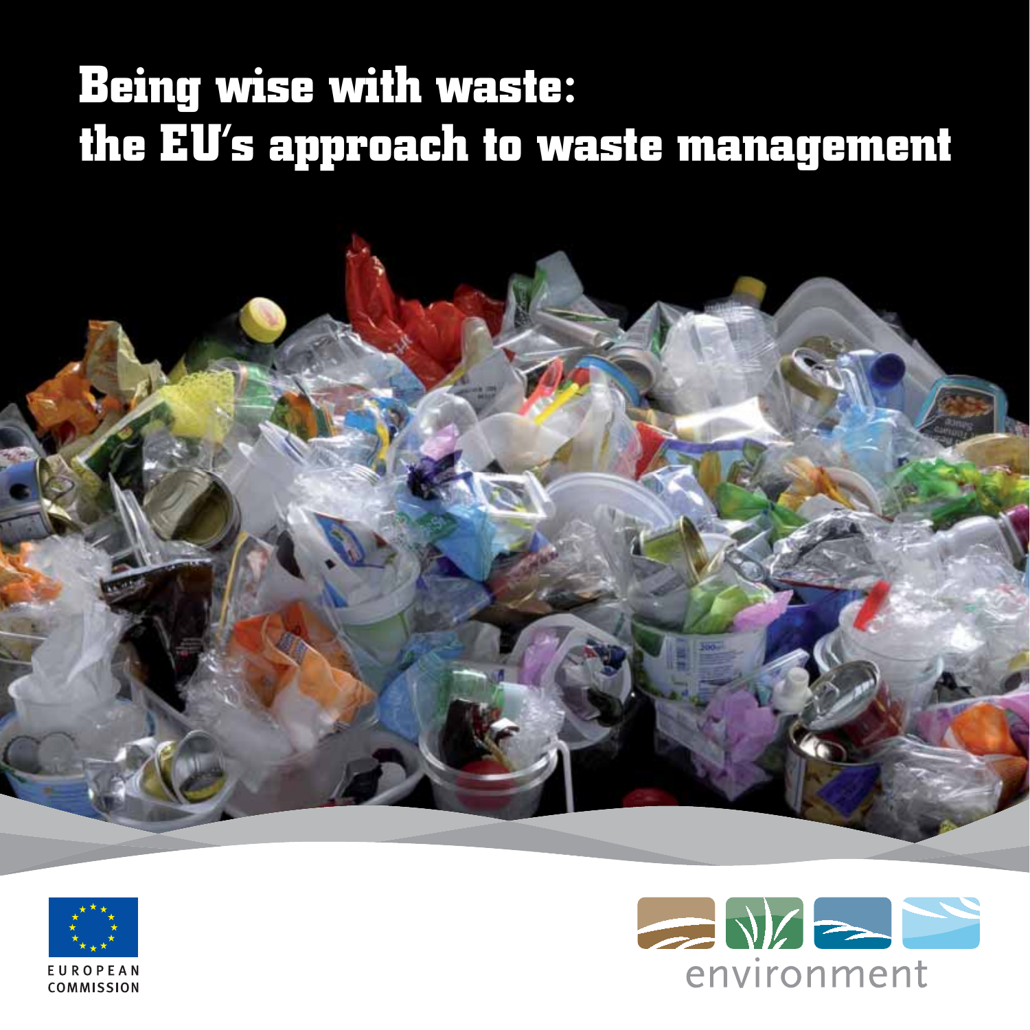# Being wise with waste: the EU's approach to waste management

EUROPEAN COMMISSION

environment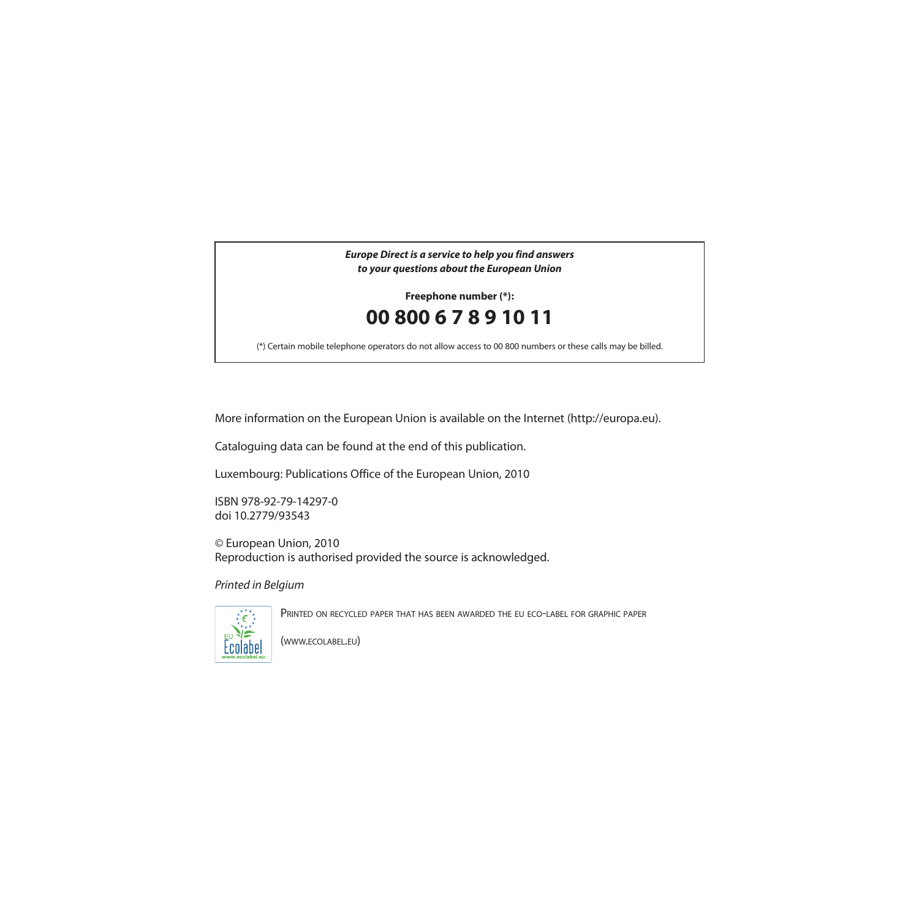***Europe Direct is a service to help you find answers to your questions about the European Union***

**Freephone number (*):**

**00 800 6 7 8 9 10 11**

(*) Certain mobile telephone operators do not allow access to 00 800 numbers or these calls may be billed.

More information on the European Union is available on the Internet (http://europa.eu).

Cataloguing data can be found at the end of this publication.

Luxembourg: Publications Office of the European Union, 2010

ISBN 978-92-79-14297-0
doi 10.2779/93543

© European Union, 2010
Reproduction is authorised provided the source is acknowledged.

*Printed in Belgium*

PRINTED ON RECYCLED PAPER THAT HAS BEEN AWARDED THE EU ECO-LABEL FOR GRAPHIC PAPER

(WWW.ECOLABEL.EU)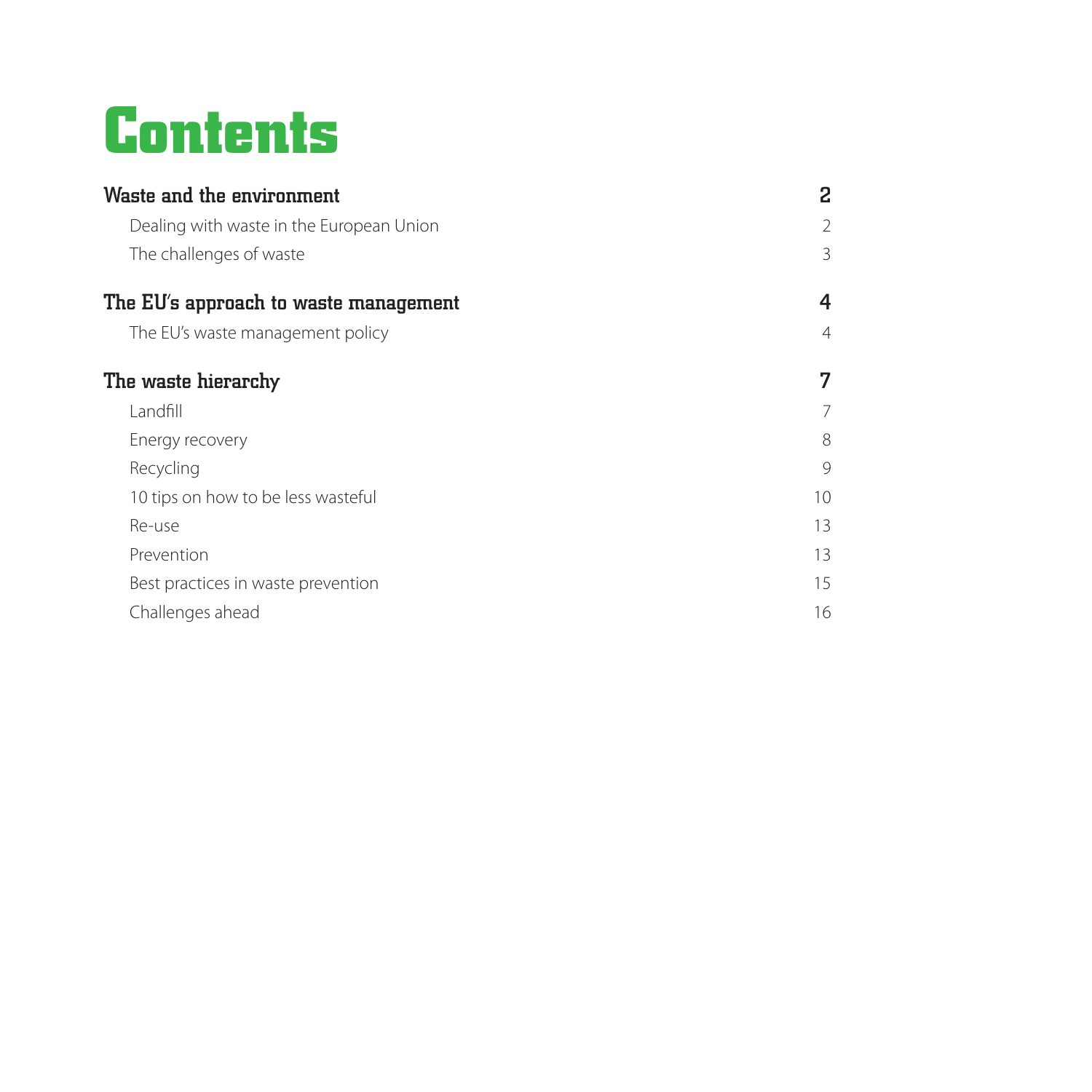# Contents

| | |
|---|---|
| **Waste and the environment** | **2** |
| Dealing with waste in the European Union | 2 |
| The challenges of waste | 3 |
| **The EU's approach to waste management** | **4** |
| The EU's waste management policy | 4 |
| **The waste hierarchy** | **7** |
| Landfill | 7 |
| Energy recovery | 8 |
| Recycling | 9 |
| 10 tips on how to be less wasteful | 10 |
| Re-use | 13 |
| Prevention | 13 |
| Best practices in waste prevention | 15 |
| Challenges ahead | 16 |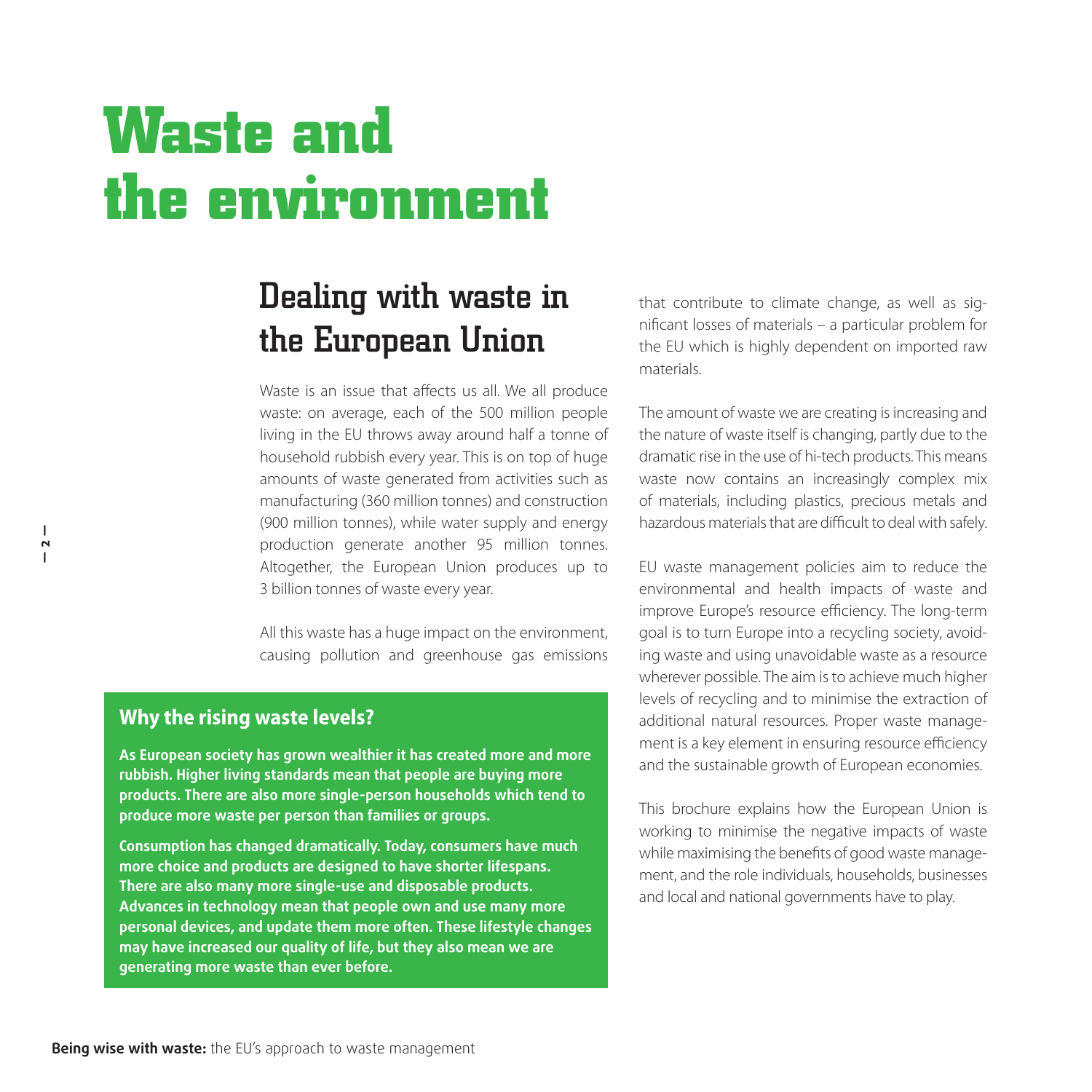# Waste and the environment

## Dealing with waste in the European Union

Waste is an issue that affects us all. We all produce waste: on average, each of the 500 million people living in the EU throws away around half a tonne of household rubbish every year. This is on top of huge amounts of waste generated from activities such as manufacturing (360 million tonnes) and construction (900 million tonnes), while water supply and energy production generate another 95 million tonnes. Altogether, the European Union produces up to 3 billion tonnes of waste every year.

All this waste has a huge impact on the environment, causing pollution and greenhouse gas emissions that contribute to climate change, as well as significant losses of materials – a particular problem for the EU which is highly dependent on imported raw materials.

The amount of waste we are creating is increasing and the nature of waste itself is changing, partly due to the dramatic rise in the use of hi-tech products. This means waste now contains an increasingly complex mix of materials, including plastics, precious metals and hazardous materials that are difficult to deal with safely.

EU waste management policies aim to reduce the environmental and health impacts of waste and improve Europe's resource efficiency. The long-term goal is to turn Europe into a recycling society, avoiding waste and using unavoidable waste as a resource wherever possible. The aim is to achieve much higher levels of recycling and to minimise the extraction of additional natural resources. Proper waste management is a key element in ensuring resource efficiency and the sustainable growth of European economies.

This brochure explains how the European Union is working to minimise the negative impacts of waste while maximising the benefits of good waste management, and the role individuals, households, businesses and local and national governments have to play.

### Why the rising waste levels?

**As European society has grown wealthier it has created more and more rubbish. Higher living standards mean that people are buying more products. There are also more single-person households which tend to produce more waste per person than families or groups.**

**Consumption has changed dramatically. Today, consumers have much more choice and products are designed to have shorter lifespans. There are also many more single-use and disposable products. Advances in technology mean that people own and use many more personal devices, and update them more often. These lifestyle changes may have increased our quality of life, but they also mean we are generating more waste than ever before.**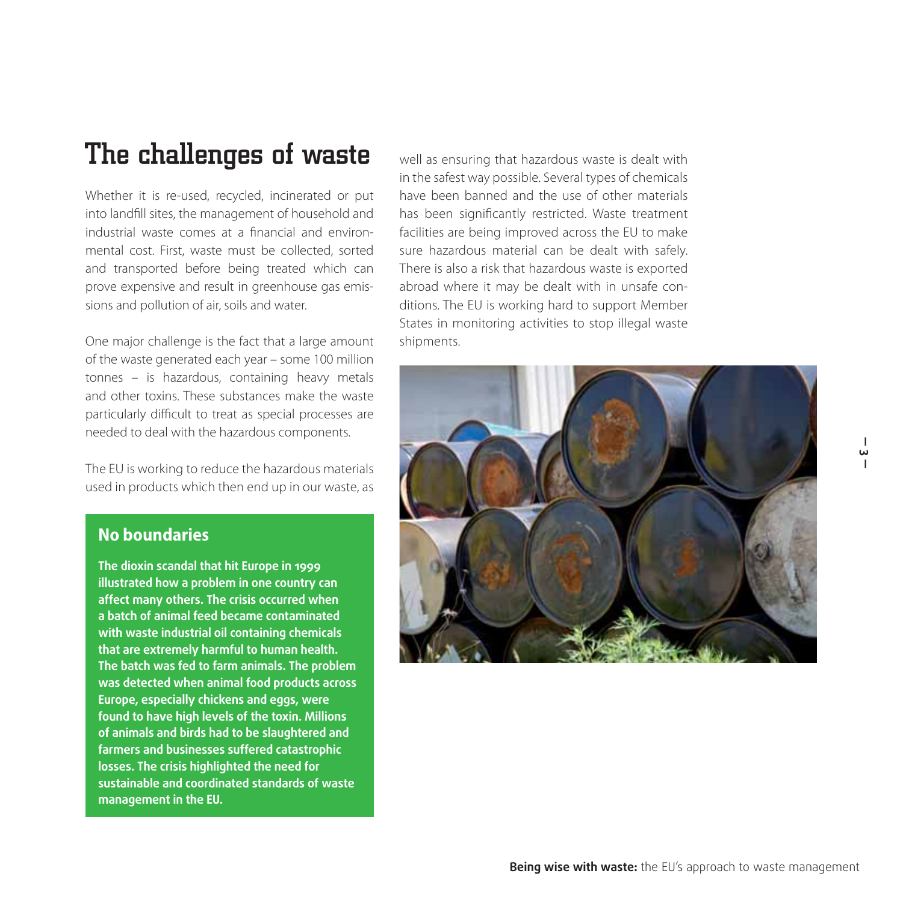# The challenges of waste

Whether it is re-used, recycled, incinerated or put into landfill sites, the management of household and industrial waste comes at a financial and environmental cost. First, waste must be collected, sorted and transported before being treated which can prove expensive and result in greenhouse gas emissions and pollution of air, soils and water.

One major challenge is the fact that a large amount of the waste generated each year – some 100 million tonnes – is hazardous, containing heavy metals and other toxins. These substances make the waste particularly difficult to treat as special processes are needed to deal with the hazardous components.

The EU is working to reduce the hazardous materials used in products which then end up in our waste, as well as ensuring that hazardous waste is dealt with in the safest way possible. Several types of chemicals have been banned and the use of other materials has been significantly restricted. Waste treatment facilities are being improved across the EU to make sure hazardous material can be dealt with safely. There is also a risk that hazardous waste is exported abroad where it may be dealt with in unsafe conditions. The EU is working hard to support Member States in monitoring activities to stop illegal waste shipments.

## No boundaries

**The dioxin scandal that hit Europe in 1999 illustrated how a problem in one country can affect many others. The crisis occurred when a batch of animal feed became contaminated with waste industrial oil containing chemicals that are extremely harmful to human health. The batch was fed to farm animals. The problem was detected when animal food products across Europe, especially chickens and eggs, were found to have high levels of the toxin. Millions of animals and birds had to be slaughtered and farmers and businesses suffered catastrophic losses. The crisis highlighted the need for sustainable and coordinated standards of waste management in the EU.**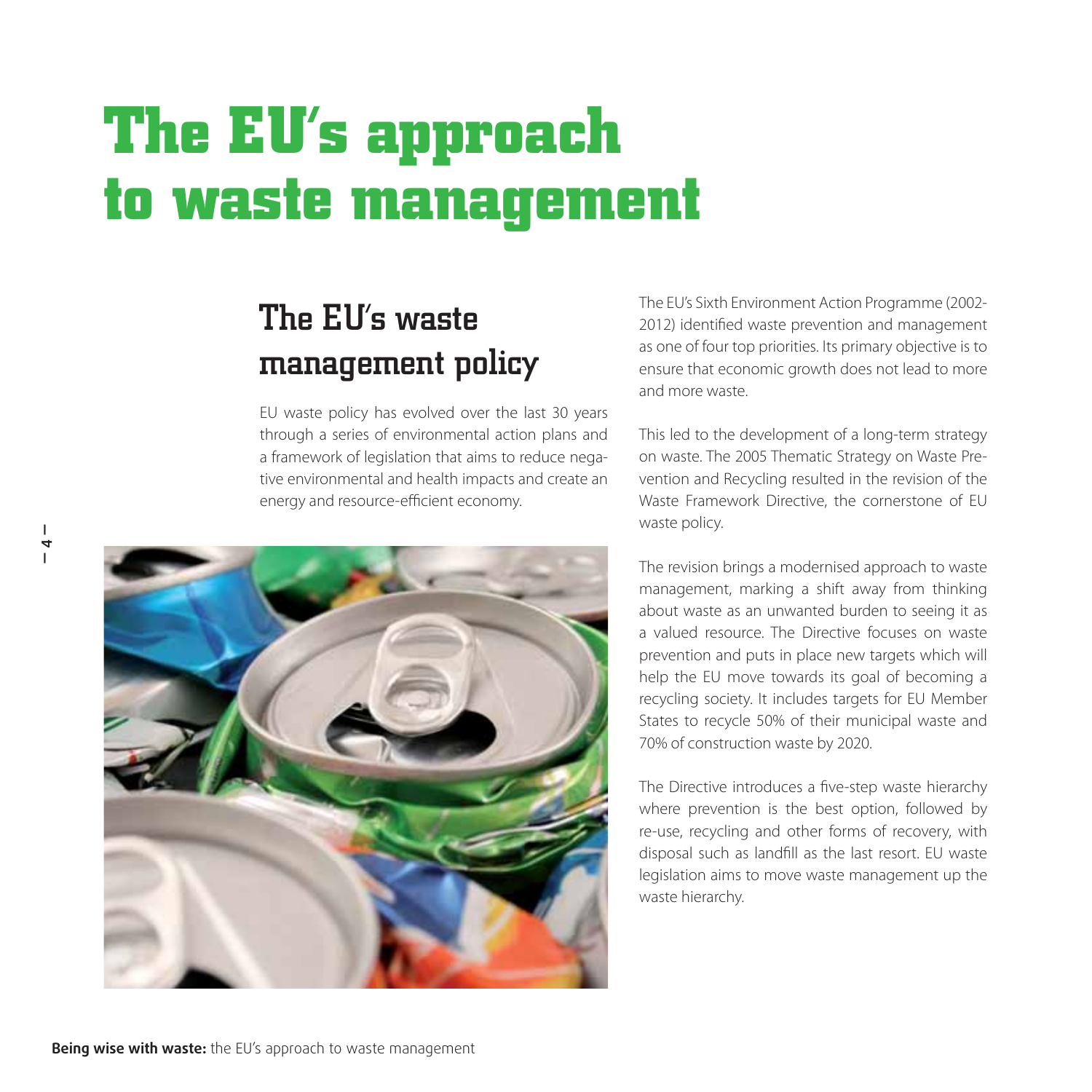# The EU's approach to waste management

## The EU's waste management policy

EU waste policy has evolved over the last 30 years through a series of environmental action plans and a framework of legislation that aims to reduce negative environmental and health impacts and create an energy and resource-efficient economy.

The EU's Sixth Environment Action Programme (2002-2012) identified waste prevention and management as one of four top priorities. Its primary objective is to ensure that economic growth does not lead to more and more waste.

This led to the development of a long-term strategy on waste. The 2005 Thematic Strategy on Waste Prevention and Recycling resulted in the revision of the Waste Framework Directive, the cornerstone of EU waste policy.

The revision brings a modernised approach to waste management, marking a shift away from thinking about waste as an unwanted burden to seeing it as a valued resource. The Directive focuses on waste prevention and puts in place new targets which will help the EU move towards its goal of becoming a recycling society. It includes targets for EU Member States to recycle 50% of their municipal waste and 70% of construction waste by 2020.

The Directive introduces a five-step waste hierarchy where prevention is the best option, followed by re-use, recycling and other forms of recovery, with disposal such as landfill as the last resort. EU waste legislation aims to move waste management up the waste hierarchy.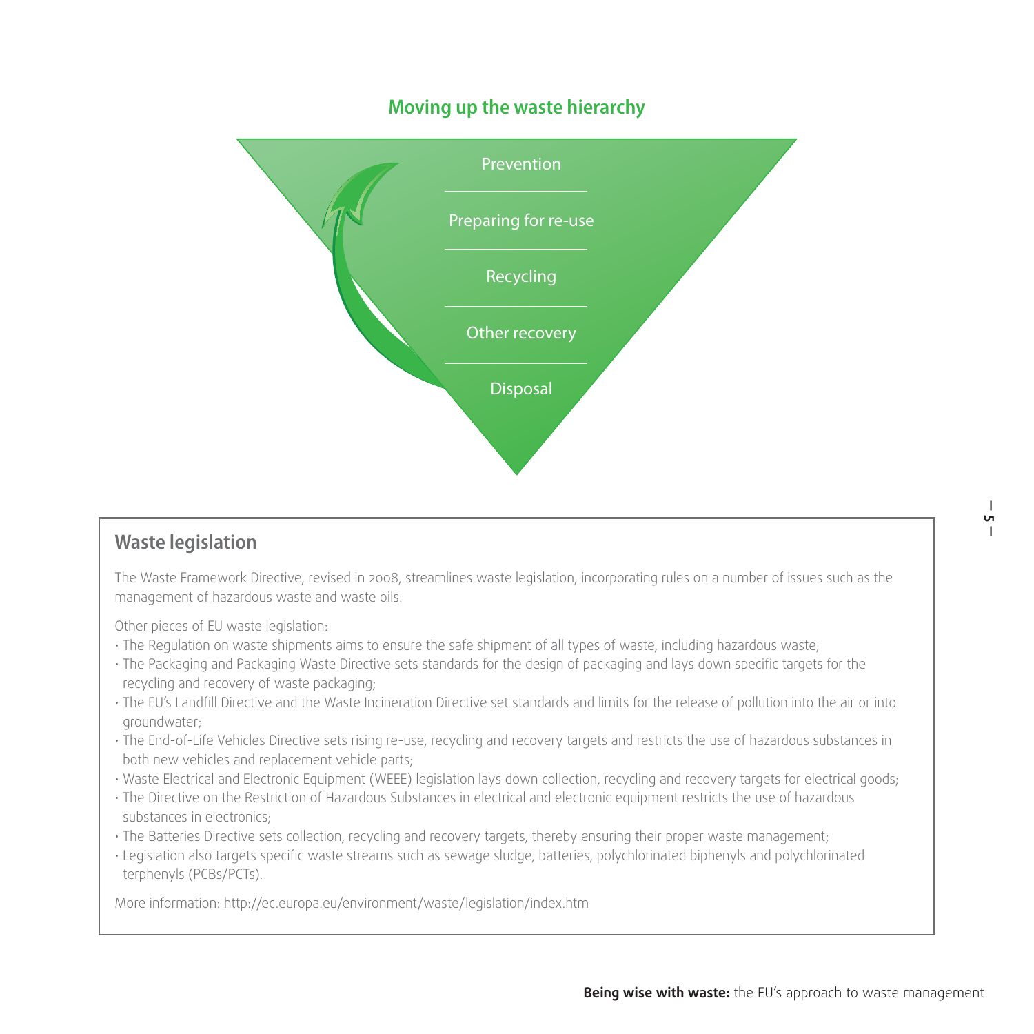## Moving up the waste hierarchy

- Prevention
- Preparing for re-use
- Recycling
- Other recovery
- Disposal

## Waste legislation

The Waste Framework Directive, revised in 2008, streamlines waste legislation, incorporating rules on a number of issues such as the management of hazardous waste and waste oils.

Other pieces of EU waste legislation:

- The Regulation on waste shipments aims to ensure the safe shipment of all types of waste, including hazardous waste;
- The Packaging and Packaging Waste Directive sets standards for the design of packaging and lays down specific targets for the recycling and recovery of waste packaging;
- The EU's Landfill Directive and the Waste Incineration Directive set standards and limits for the release of pollution into the air or into groundwater;
- The End-of-Life Vehicles Directive sets rising re-use, recycling and recovery targets and restricts the use of hazardous substances in both new vehicles and replacement vehicle parts;
- Waste Electrical and Electronic Equipment (WEEE) legislation lays down collection, recycling and recovery targets for electrical goods;
- The Directive on the Restriction of Hazardous Substances in electrical and electronic equipment restricts the use of hazardous substances in electronics;
- The Batteries Directive sets collection, recycling and recovery targets, thereby ensuring their proper waste management;
- Legislation also targets specific waste streams such as sewage sludge, batteries, polychlorinated biphenyls and polychlorinated terphenyls (PCBs/PCTs).

More information: http://ec.europa.eu/environment/waste/legislation/index.htm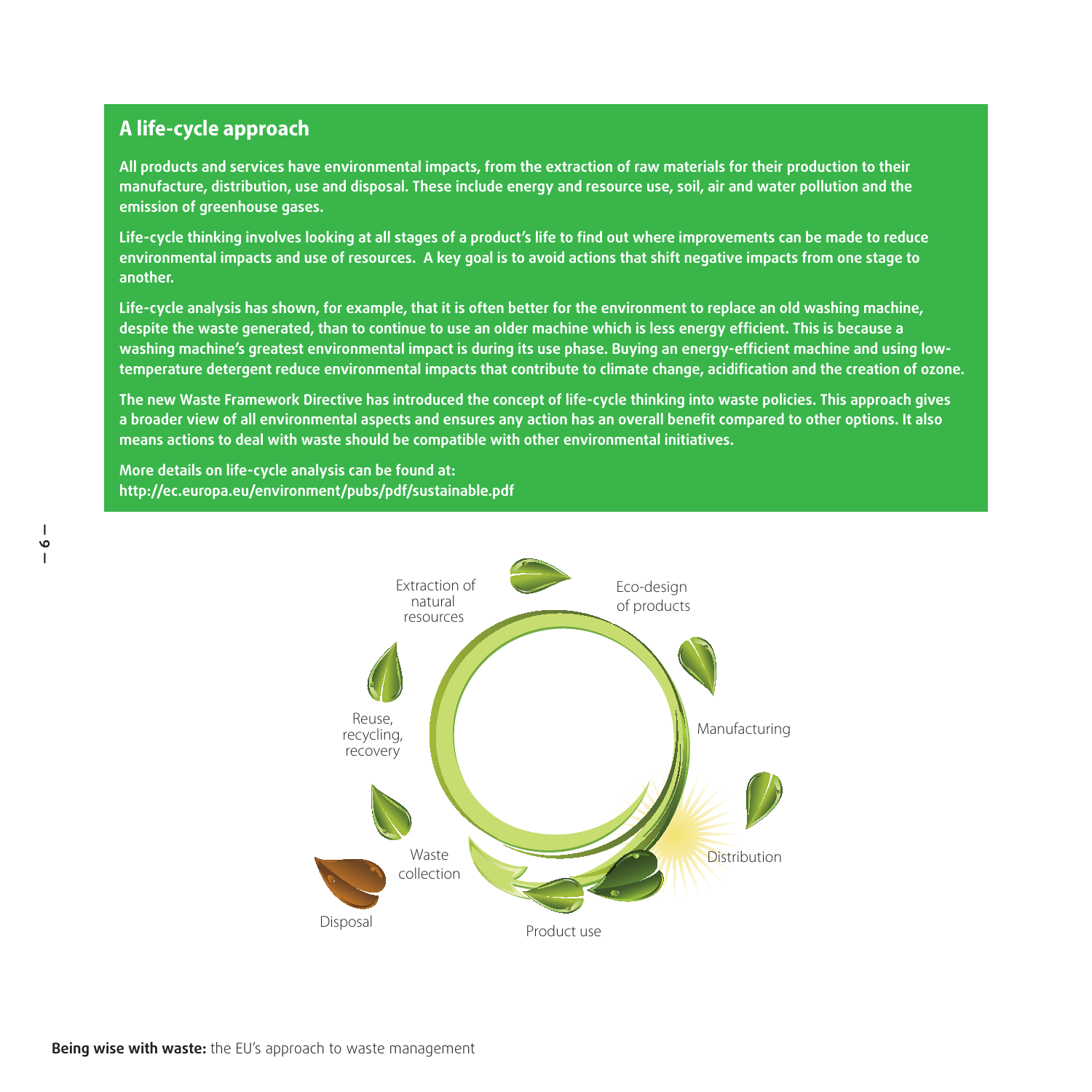## A life-cycle approach

**All products and services have environmental impacts, from the extraction of raw materials for their production to their manufacture, distribution, use and disposal. These include energy and resource use, soil, air and water pollution and the emission of greenhouse gases.**

**Life-cycle thinking involves looking at all stages of a product's life to find out where improvements can be made to reduce environmental impacts and use of resources. A key goal is to avoid actions that shift negative impacts from one stage to another.**

**Life-cycle analysis has shown, for example, that it is often better for the environment to replace an old washing machine, despite the waste generated, than to continue to use an older machine which is less energy efficient. This is because a washing machine's greatest environmental impact is during its use phase. Buying an energy-efficient machine and using low-temperature detergent reduce environmental impacts that contribute to climate change, acidification and the creation of ozone.**

**The new Waste Framework Directive has introduced the concept of life-cycle thinking into waste policies. This approach gives a broader view of all environmental aspects and ensures any action has an overall benefit compared to other options. It also means actions to deal with waste should be compatible with other environmental initiatives.**

**More details on life-cycle analysis can be found at:**
**http://ec.europa.eu/environment/pubs/pdf/sustainable.pdf**

Extraction of natural resources

Eco-design of products

Manufacturing

Distribution

Product use

Waste collection

Disposal

Reuse, recycling, recovery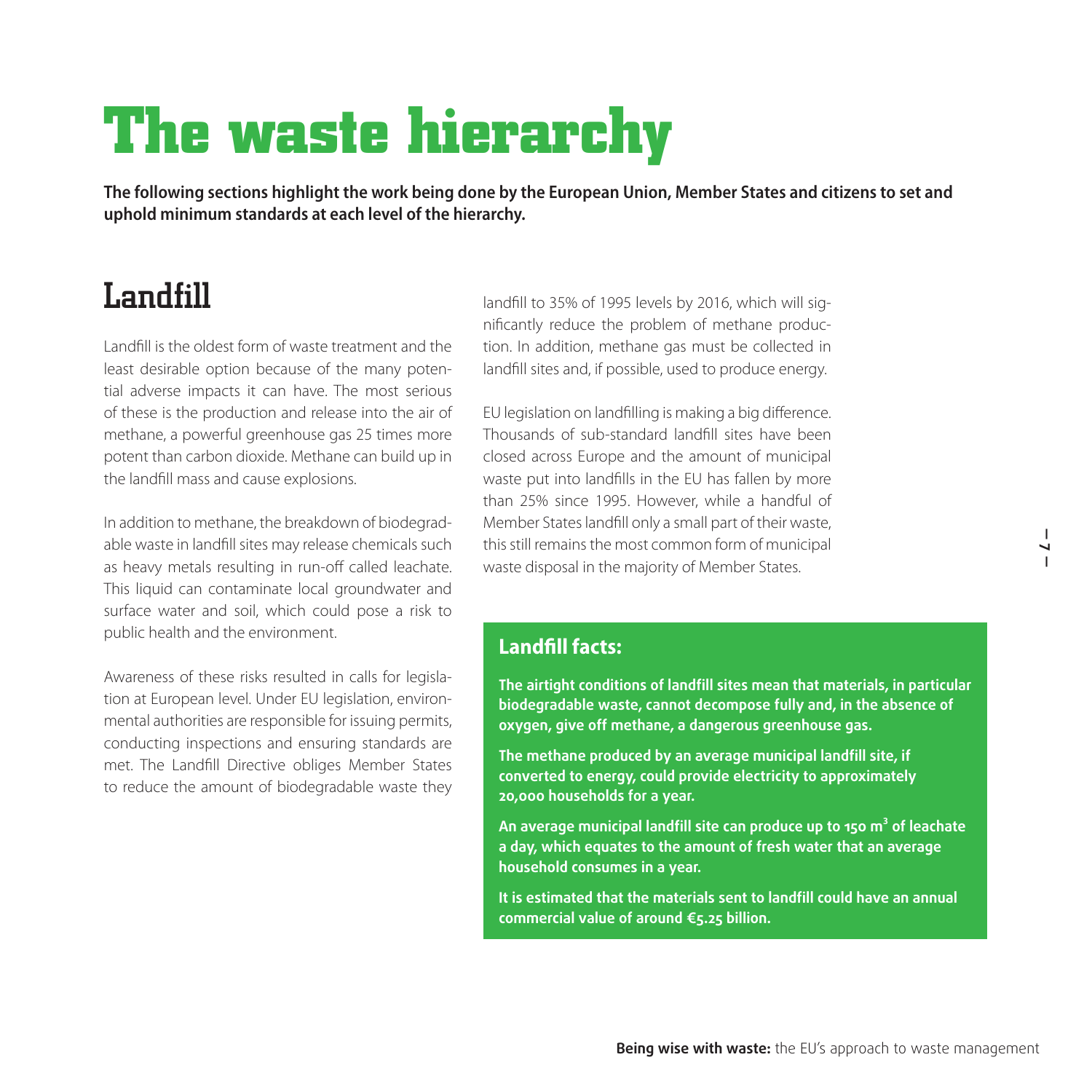# The waste hierarchy

**The following sections highlight the work being done by the European Union, Member States and citizens to set and uphold minimum standards at each level of the hierarchy.**

## Landfill

Landfill is the oldest form of waste treatment and the least desirable option because of the many potential adverse impacts it can have. The most serious of these is the production and release into the air of methane, a powerful greenhouse gas 25 times more potent than carbon dioxide. Methane can build up in the landfill mass and cause explosions.

In addition to methane, the breakdown of biodegradable waste in landfill sites may release chemicals such as heavy metals resulting in run-off called leachate. This liquid can contaminate local groundwater and surface water and soil, which could pose a risk to public health and the environment.

Awareness of these risks resulted in calls for legislation at European level. Under EU legislation, environmental authorities are responsible for issuing permits, conducting inspections and ensuring standards are met. The Landfill Directive obliges Member States to reduce the amount of biodegradable waste they landfill to 35% of 1995 levels by 2016, which will significantly reduce the problem of methane production. In addition, methane gas must be collected in landfill sites and, if possible, used to produce energy.

EU legislation on landfilling is making a big difference. Thousands of sub-standard landfill sites have been closed across Europe and the amount of municipal waste put into landfills in the EU has fallen by more than 25% since 1995. However, while a handful of Member States landfill only a small part of their waste, this still remains the most common form of municipal waste disposal in the majority of Member States.

### Landfill facts:

**The airtight conditions of landfill sites mean that materials, in particular biodegradable waste, cannot decompose fully and, in the absence of oxygen, give off methane, a dangerous greenhouse gas.**

**The methane produced by an average municipal landfill site, if converted to energy, could provide electricity to approximately 20,000 households for a year.**

**An average municipal landfill site can produce up to 150 $m^3$ of leachate a day, which equates to the amount of fresh water that an average household consumes in a year.**

**It is estimated that the materials sent to landfill could have an annual commercial value of around €5.25 billion.**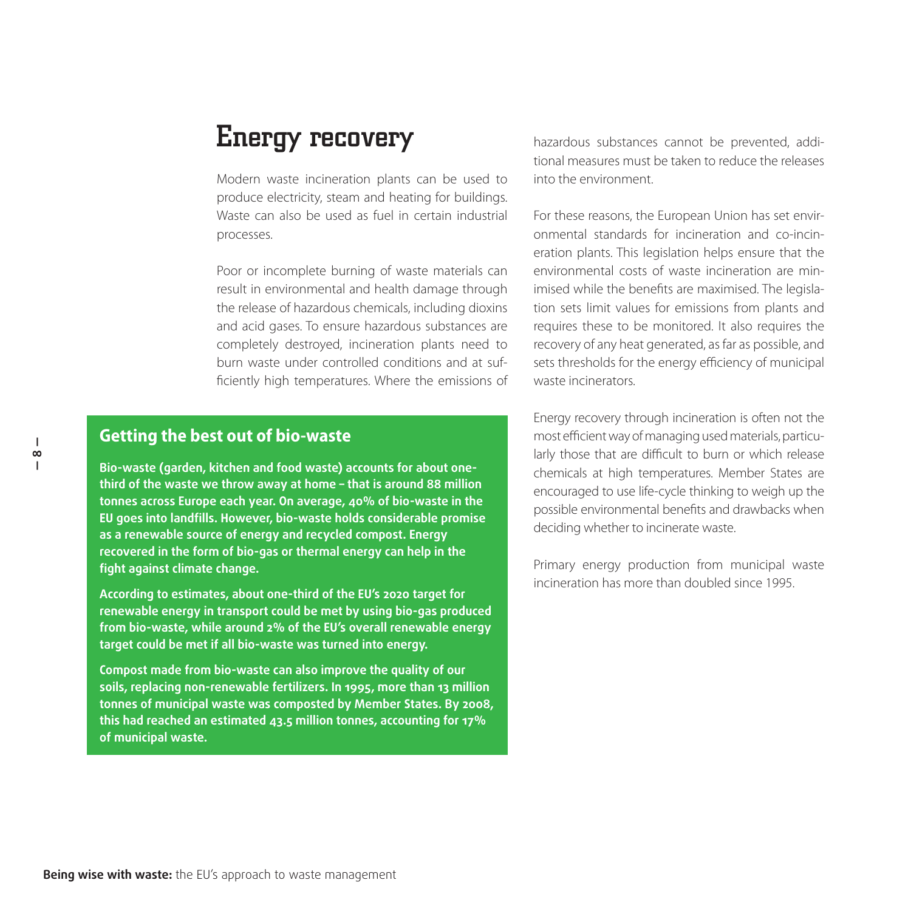# Energy recovery

Modern waste incineration plants can be used to produce electricity, steam and heating for buildings. Waste can also be used as fuel in certain industrial processes.

Poor or incomplete burning of waste materials can result in environmental and health damage through the release of hazardous chemicals, including dioxins and acid gases. To ensure hazardous substances are completely destroyed, incineration plants need to burn waste under controlled conditions and at sufficiently high temperatures. Where the emissions of hazardous substances cannot be prevented, additional measures must be taken to reduce the releases into the environment.

For these reasons, the European Union has set environmental standards for incineration and co-incineration plants. This legislation helps ensure that the environmental costs of waste incineration are minimised while the benefits are maximised. The legislation sets limit values for emissions from plants and requires these to be monitored. It also requires the recovery of any heat generated, as far as possible, and sets thresholds for the energy efficiency of municipal waste incinerators.

Energy recovery through incineration is often not the most efficient way of managing used materials, particularly those that are difficult to burn or which release chemicals at high temperatures. Member States are encouraged to use life-cycle thinking to weigh up the possible environmental benefits and drawbacks when deciding whether to incinerate waste.

Primary energy production from municipal waste incineration has more than doubled since 1995.

## Getting the best out of bio-waste

**Bio-waste (garden, kitchen and food waste) accounts for about one-third of the waste we throw away at home – that is around 88 million tonnes across Europe each year. On average, 40% of bio-waste in the EU goes into landfills. However, bio-waste holds considerable promise as a renewable source of energy and recycled compost. Energy recovered in the form of bio-gas or thermal energy can help in the fight against climate change.**

**According to estimates, about one-third of the EU's 2020 target for renewable energy in transport could be met by using bio-gas produced from bio-waste, while around 2% of the EU's overall renewable energy target could be met if all bio-waste was turned into energy.**

**Compost made from bio-waste can also improve the quality of our soils, replacing non-renewable fertilizers. In 1995, more than 13 million tonnes of municipal waste was composted by Member States. By 2008, this had reached an estimated 43.5 million tonnes, accounting for 17% of municipal waste.**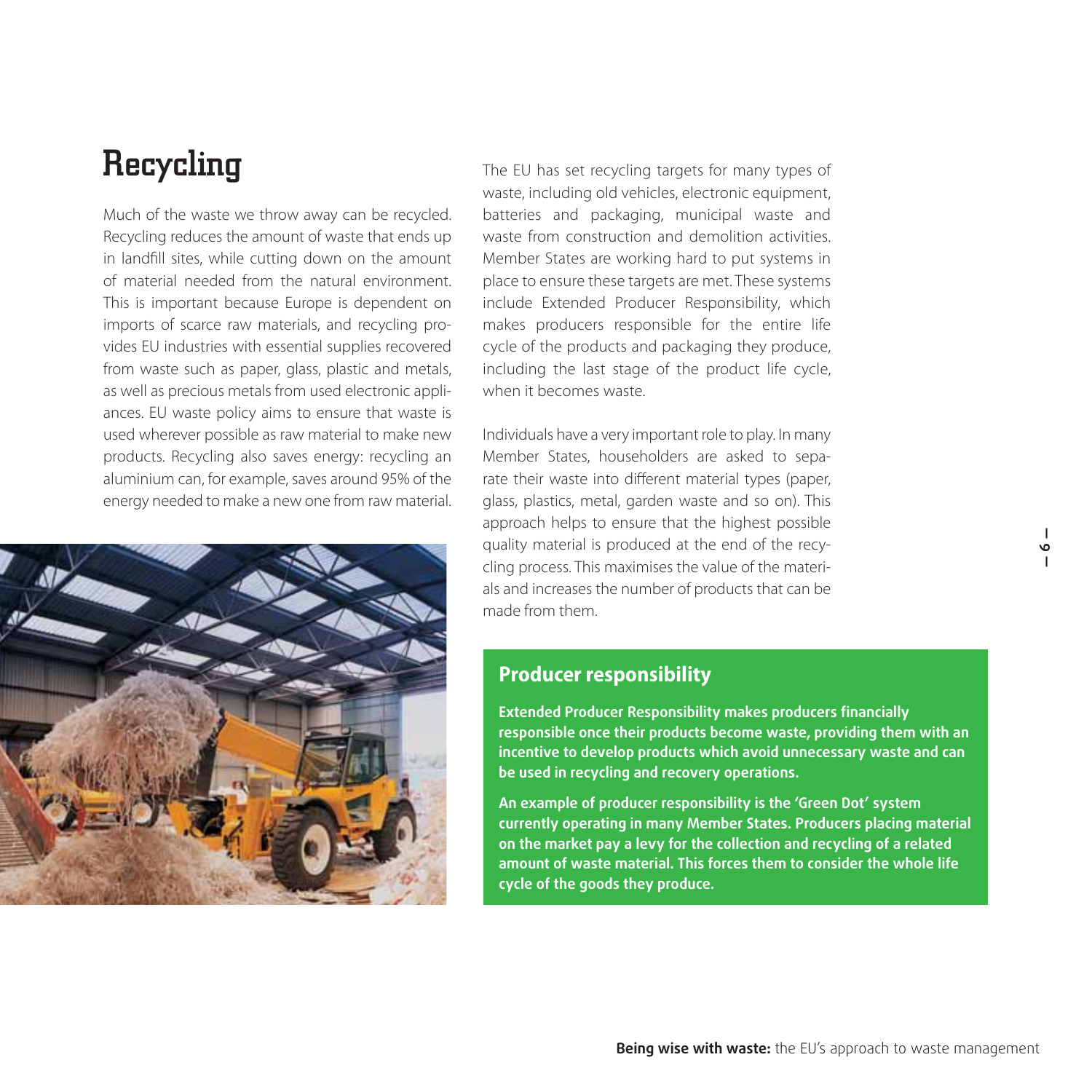# Recycling

Much of the waste we throw away can be recycled. Recycling reduces the amount of waste that ends up in landfill sites, while cutting down on the amount of material needed from the natural environment. This is important because Europe is dependent on imports of scarce raw materials, and recycling provides EU industries with essential supplies recovered from waste such as paper, glass, plastic and metals, as well as precious metals from used electronic appliances. EU waste policy aims to ensure that waste is used wherever possible as raw material to make new products. Recycling also saves energy: recycling an aluminium can, for example, saves around 95% of the energy needed to make a new one from raw material.

The EU has set recycling targets for many types of waste, including old vehicles, electronic equipment, batteries and packaging, municipal waste and waste from construction and demolition activities. Member States are working hard to put systems in place to ensure these targets are met. These systems include Extended Producer Responsibility, which makes producers responsible for the entire life cycle of the products and packaging they produce, including the last stage of the product life cycle, when it becomes waste.

Individuals have a very important role to play. In many Member States, householders are asked to separate their waste into different material types (paper, glass, plastics, metal, garden waste and so on). This approach helps to ensure that the highest possible quality material is produced at the end of the recycling process. This maximises the value of the materials and increases the number of products that can be made from them.

## Producer responsibility

**Extended Producer Responsibility makes producers financially responsible once their products become waste, providing them with an incentive to develop products which avoid unnecessary waste and can be used in recycling and recovery operations.**

**An example of producer responsibility is the 'Green Dot' system currently operating in many Member States. Producers placing material on the market pay a levy for the collection and recycling of a related amount of waste material. This forces them to consider the whole life cycle of the goods they produce.**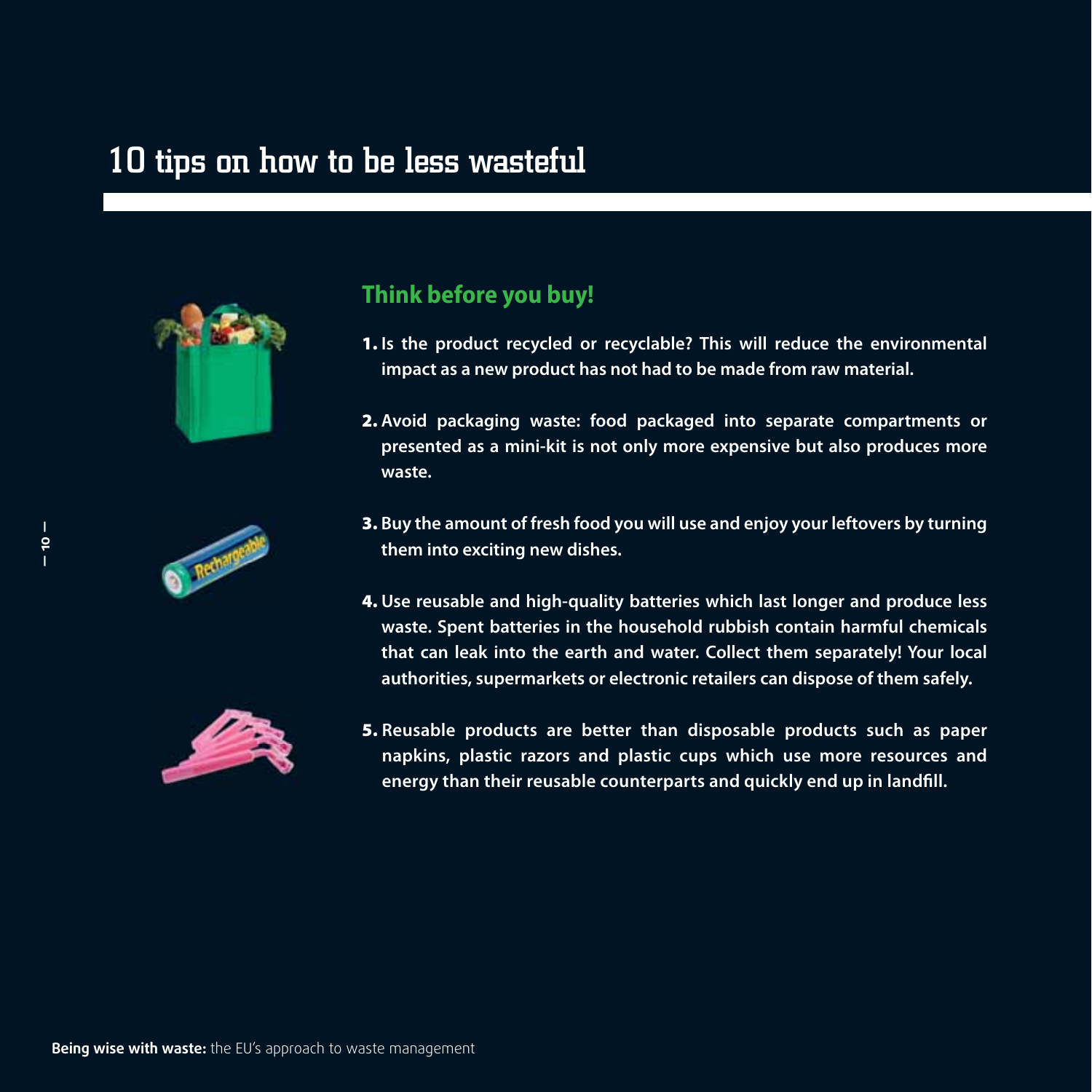# 10 tips on how to be less wasteful

## Think before you buy!

1. **Is the product recycled or recyclable? This will reduce the environmental impact as a new product has not had to be made from raw material.**

2. **Avoid packaging waste: food packaged into separate compartments or presented as a mini-kit is not only more expensive but also produces more waste.**

3. **Buy the amount of fresh food you will use and enjoy your leftovers by turning them into exciting new dishes.**

4. **Use reusable and high-quality batteries which last longer and produce less waste. Spent batteries in the household rubbish contain harmful chemicals that can leak into the earth and water. Collect them separately! Your local authorities, supermarkets or electronic retailers can dispose of them safely.**

5. **Reusable products are better than disposable products such as paper napkins, plastic razors and plastic cups which use more resources and energy than their reusable counterparts and quickly end up in landfill.**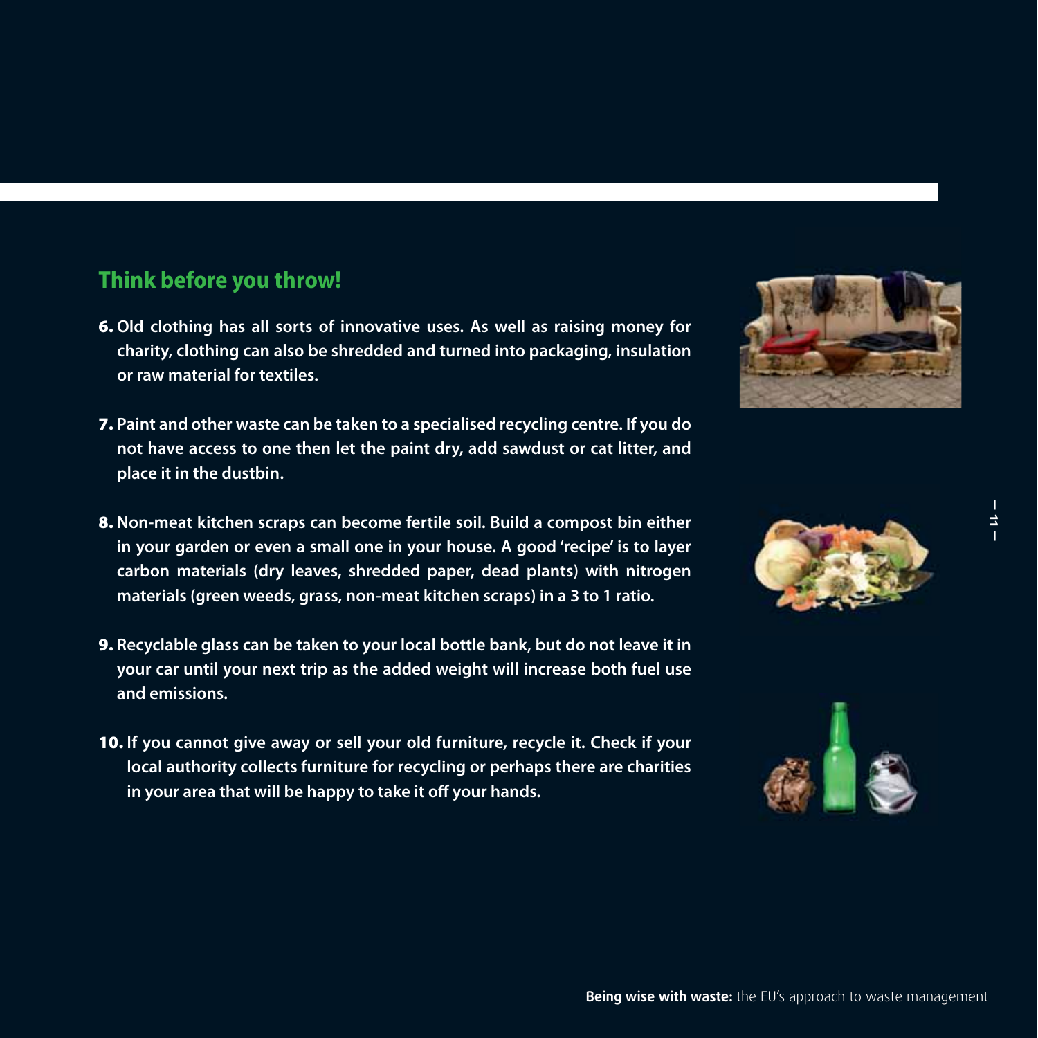## Think before you throw!

6. Old clothing has all sorts of innovative uses. As well as raising money for charity, clothing can also be shredded and turned into packaging, insulation or raw material for textiles.

7. Paint and other waste can be taken to a specialised recycling centre. If you do not have access to one then let the paint dry, add sawdust or cat litter, and place it in the dustbin.

8. Non-meat kitchen scraps can become fertile soil. Build a compost bin either in your garden or even a small one in your house. A good 'recipe' is to layer carbon materials (dry leaves, shredded paper, dead plants) with nitrogen materials (green weeds, grass, non-meat kitchen scraps) in a 3 to 1 ratio.

9. Recyclable glass can be taken to your local bottle bank, but do not leave it in your car until your next trip as the added weight will increase both fuel use and emissions.

10. If you cannot give away or sell your old furniture, recycle it. Check if your local authority collects furniture for recycling or perhaps there are charities in your area that will be happy to take it off your hands.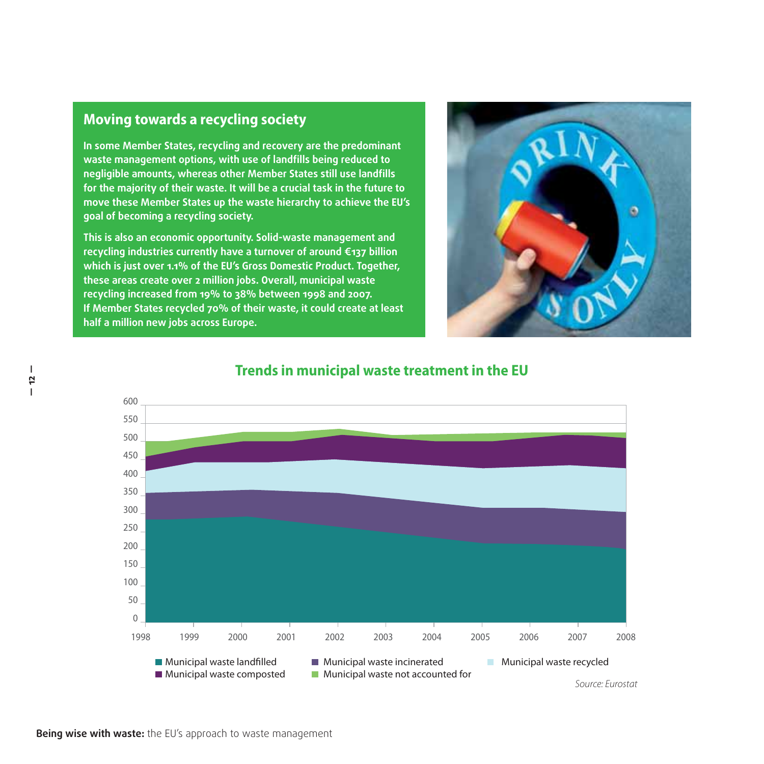## Moving towards a recycling society

**In some Member States, recycling and recovery are the predominant waste management options, with use of landfills being reduced to negligible amounts, whereas other Member States still use landfills for the majority of their waste. It will be a crucial task in the future to move these Member States up the waste hierarchy to achieve the EU's goal of becoming a recycling society.**

**This is also an economic opportunity. Solid-waste management and recycling industries currently have a turnover of around €137 billion which is just over 1.1% of the EU's Gross Domestic Product. Together, these areas create over 2 million jobs. Overall, municipal waste recycling increased from 19% to 38% between 1998 and 2007. If Member States recycled 70% of their waste, it could create at least half a million new jobs across Europe.**

## Trends in municipal waste treatment in the EU

- Municipal waste landfilled
- Municipal waste incinerated
- Municipal waste recycled
- Municipal waste composted
- Municipal waste not accounted for

*Source: Eurostat*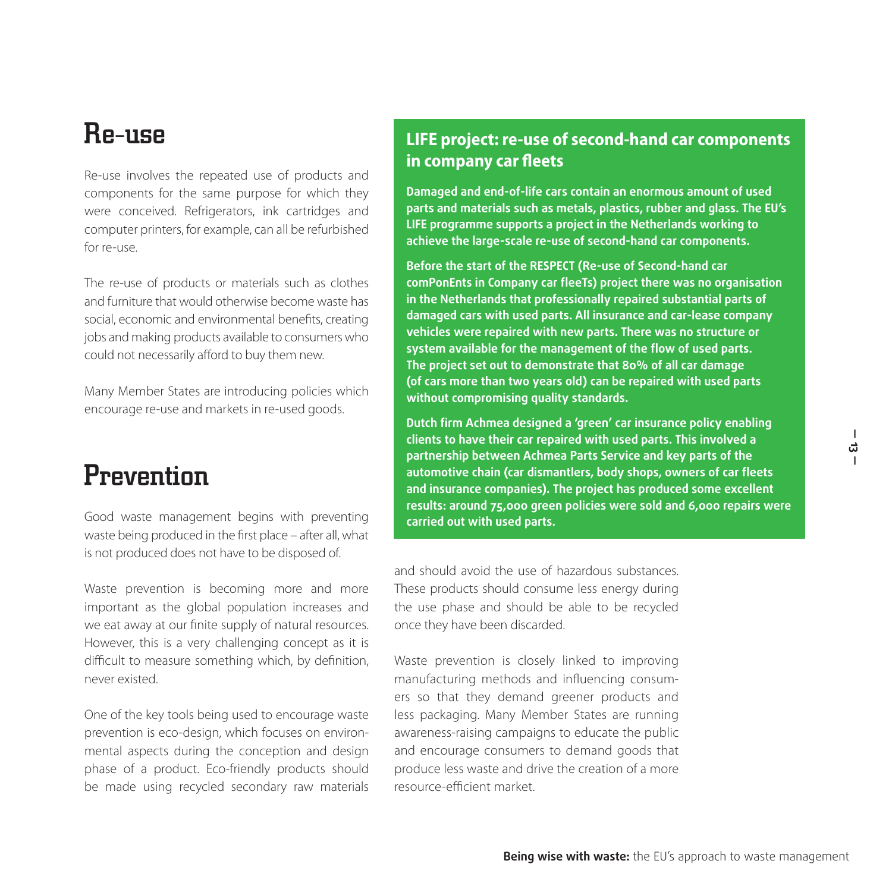## Re-use

Re-use involves the repeated use of products and components for the same purpose for which they were conceived. Refrigerators, ink cartridges and computer printers, for example, can all be refurbished for re-use.

The re-use of products or materials such as clothes and furniture that would otherwise become waste has social, economic and environmental benefits, creating jobs and making products available to consumers who could not necessarily afford to buy them new.

Many Member States are introducing policies which encourage re-use and markets in re-used goods.

## Prevention

Good waste management begins with preventing waste being produced in the first place – after all, what is not produced does not have to be disposed of.

Waste prevention is becoming more and more important as the global population increases and we eat away at our finite supply of natural resources. However, this is a very challenging concept as it is difficult to measure something which, by definition, never existed.

One of the key tools being used to encourage waste prevention is eco-design, which focuses on environmental aspects during the conception and design phase of a product. Eco-friendly products should be made using recycled secondary raw materials and should avoid the use of hazardous substances. These products should consume less energy during the use phase and should be able to be recycled once they have been discarded.

Waste prevention is closely linked to improving manufacturing methods and influencing consumers so that they demand greener products and less packaging. Many Member States are running awareness-raising campaigns to educate the public and encourage consumers to demand goods that produce less waste and drive the creation of a more resource-efficient market.

### LIFE project: re-use of second-hand car components in company car fleets

**Damaged and end-of-life cars contain an enormous amount of used parts and materials such as metals, plastics, rubber and glass. The EU's LIFE programme supports a project in the Netherlands working to achieve the large-scale re-use of second-hand car components.**

**Before the start of the RESPECT (Re-use of Second-hand car comPonEnts in Company car fleeTs) project there was no organisation in the Netherlands that professionally repaired substantial parts of damaged cars with used parts. All insurance and car-lease company vehicles were repaired with new parts. There was no structure or system available for the management of the flow of used parts. The project set out to demonstrate that 80% of all car damage (of cars more than two years old) can be repaired with used parts without compromising quality standards.**

**Dutch firm Achmea designed a 'green' car insurance policy enabling clients to have their car repaired with used parts. This involved a partnership between Achmea Parts Service and key parts of the automotive chain (car dismantlers, body shops, owners of car fleets and insurance companies). The project has produced some excellent results: around 75,000 green policies were sold and 6,000 repairs were carried out with used parts.**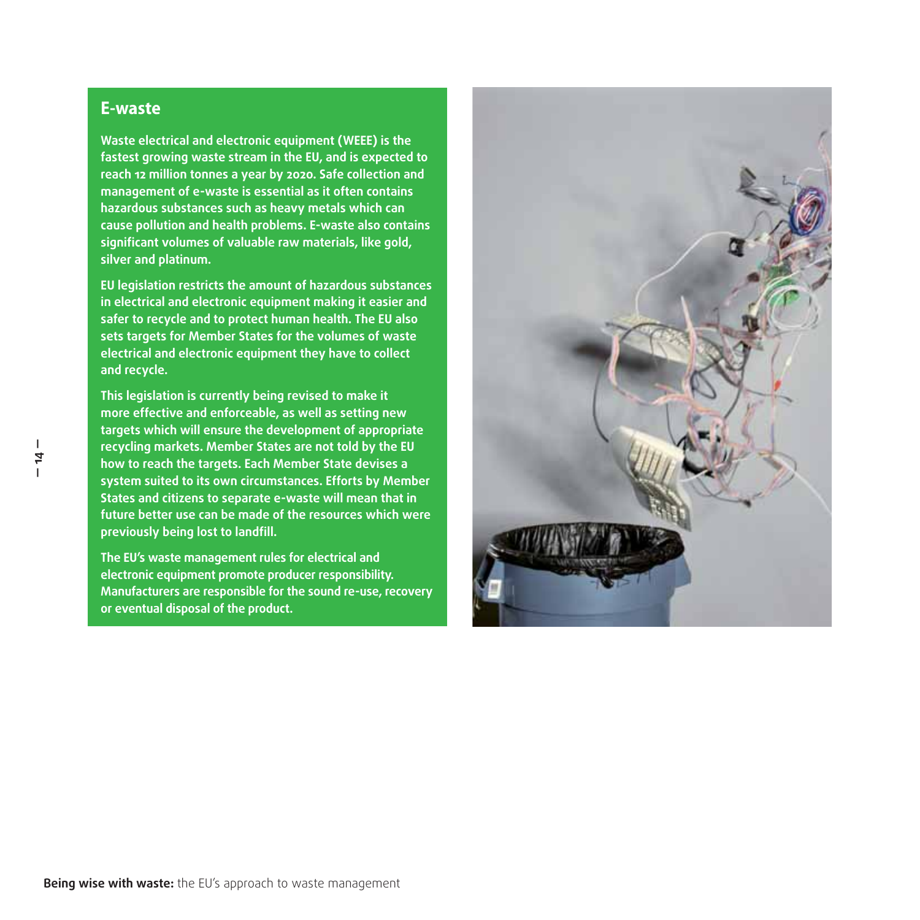## E-waste

**Waste electrical and electronic equipment (WEEE) is the fastest growing waste stream in the EU, and is expected to reach 12 million tonnes a year by 2020. Safe collection and management of e-waste is essential as it often contains hazardous substances such as heavy metals which can cause pollution and health problems. E-waste also contains significant volumes of valuable raw materials, like gold, silver and platinum.**

**EU legislation restricts the amount of hazardous substances in electrical and electronic equipment making it easier and safer to recycle and to protect human health. The EU also sets targets for Member States for the volumes of waste electrical and electronic equipment they have to collect and recycle.**

**This legislation is currently being revised to make it more effective and enforceable, as well as setting new targets which will ensure the development of appropriate recycling markets. Member States are not told by the EU how to reach the targets. Each Member State devises a system suited to its own circumstances. Efforts by Member States and citizens to separate e-waste will mean that in future better use can be made of the resources which were previously being lost to landfill.**

**The EU's waste management rules for electrical and electronic equipment promote producer responsibility. Manufacturers are responsible for the sound re-use, recovery or eventual disposal of the product.**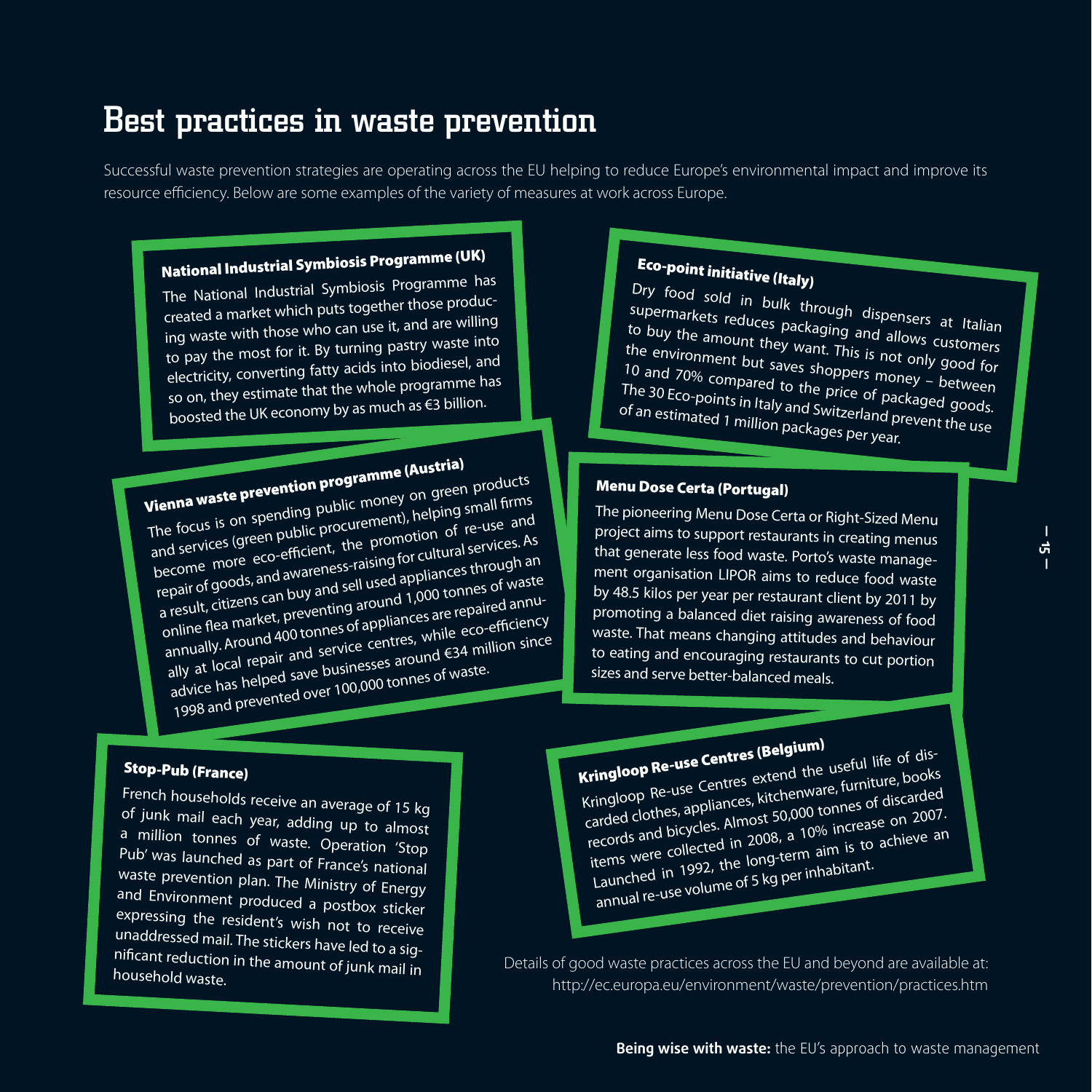# Best practices in waste prevention

Successful waste prevention strategies are operating across the EU helping to reduce Europe's environmental impact and improve its resource efficiency. Below are some examples of the variety of measures at work across Europe.

### National Industrial Symbiosis Programme (UK)

The National Industrial Symbiosis Programme has created a market which puts together those producing waste with those who can use it, and are willing to pay the most for it. By turning pastry waste into electricity, converting fatty acids into biodiesel, and so on, they estimate that the whole programme has boosted the UK economy by as much as €3 billion.

### Eco-point initiative (Italy)

Dry food sold in bulk through dispensers at Italian supermarkets reduces packaging and allows customers to buy the amount they want. This is not only good for the environment but saves shoppers money – between 10 and 70% compared to the price of packaged goods. The 30 Eco-points in Italy and Switzerland prevent the use of an estimated 1 million packages per year.

### Vienna waste prevention programme (Austria)

The focus is on spending public money on green products and services (green public procurement), helping small firms become more eco-efficient, the promotion of re-use and repair of goods, and awareness-raising for cultural services. As a result, citizens can buy and sell used appliances through an online flea market, preventing around 1,000 tonnes of waste annually. Around 400 tonnes of appliances are repaired annually at local repair and service centres, while eco-efficiency advice has helped save businesses around €34 million since 1998 and prevented over 100,000 tonnes of waste.

### Menu Dose Certa (Portugal)

The pioneering Menu Dose Certa or Right-Sized Menu project aims to support restaurants in creating menus that generate less food waste. Porto's waste management organisation LIPOR aims to reduce food waste by 48.5 kilos per year per restaurant client by 2011 by promoting a balanced diet raising awareness of food waste. That means changing attitudes and behaviour to eating and encouraging restaurants to cut portion sizes and serve better-balanced meals.

### Stop-Pub (France)

French households receive an average of 15 kg of junk mail each year, adding up to almost a million tonnes of waste. Operation 'Stop Pub' was launched as part of France's national waste prevention plan. The Ministry of Energy and Environment produced a postbox sticker expressing the resident's wish not to receive unaddressed mail. The stickers have led to a significant reduction in the amount of junk mail in household waste.

### Kringloop Re-use Centres (Belgium)

Kringloop Re-use Centres extend the useful life of discarded clothes, appliances, kitchenware, furniture, books records and bicycles. Almost 50,000 tonnes of discarded items were collected in 2008, a 10% increase on 2007. Launched in 1992, the long-term aim is to achieve an annual re-use volume of 5 kg per inhabitant.

Details of good waste practices across the EU and beyond are available at: http://ec.europa.eu/environment/waste/prevention/practices.htm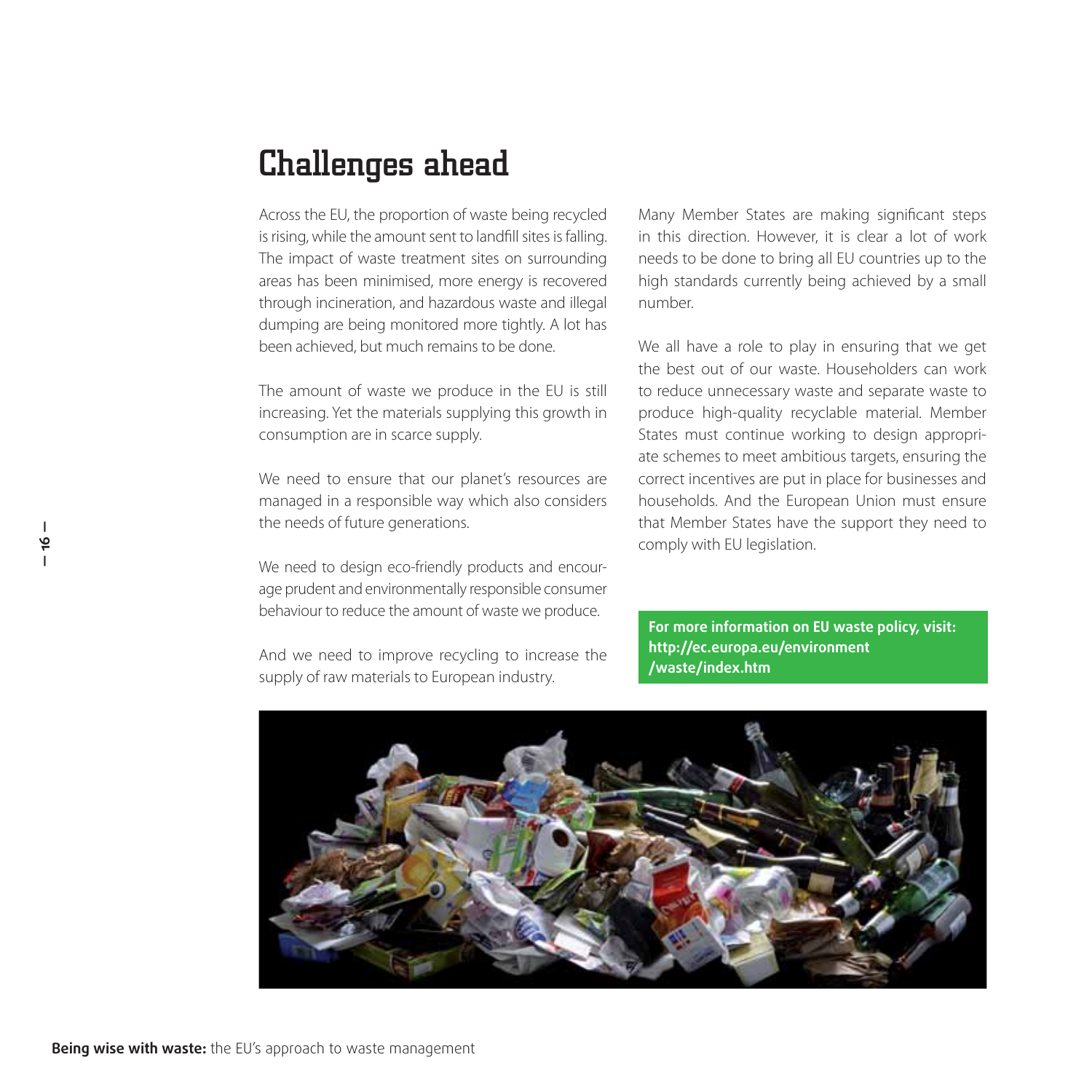# Challenges ahead

Across the EU, the proportion of waste being recycled is rising, while the amount sent to landfill sites is falling. The impact of waste treatment sites on surrounding areas has been minimised, more energy is recovered through incineration, and hazardous waste and illegal dumping are being monitored more tightly. A lot has been achieved, but much remains to be done.

The amount of waste we produce in the EU is still increasing. Yet the materials supplying this growth in consumption are in scarce supply.

We need to ensure that our planet's resources are managed in a responsible way which also considers the needs of future generations.

We need to design eco-friendly products and encourage prudent and environmentally responsible consumer behaviour to reduce the amount of waste we produce.

And we need to improve recycling to increase the supply of raw materials to European industry.

Many Member States are making significant steps in this direction. However, it is clear a lot of work needs to be done to bring all EU countries up to the high standards currently being achieved by a small number.

We all have a role to play in ensuring that we get the best out of our waste. Householders can work to reduce unnecessary waste and separate waste to produce high-quality recyclable material. Member States must continue working to design appropriate schemes to meet ambitious targets, ensuring the correct incentives are put in place for businesses and households. And the European Union must ensure that Member States have the support they need to comply with EU legislation.

**For more information on EU waste policy, visit: http://ec.europa.eu/environment/waste/index.htm**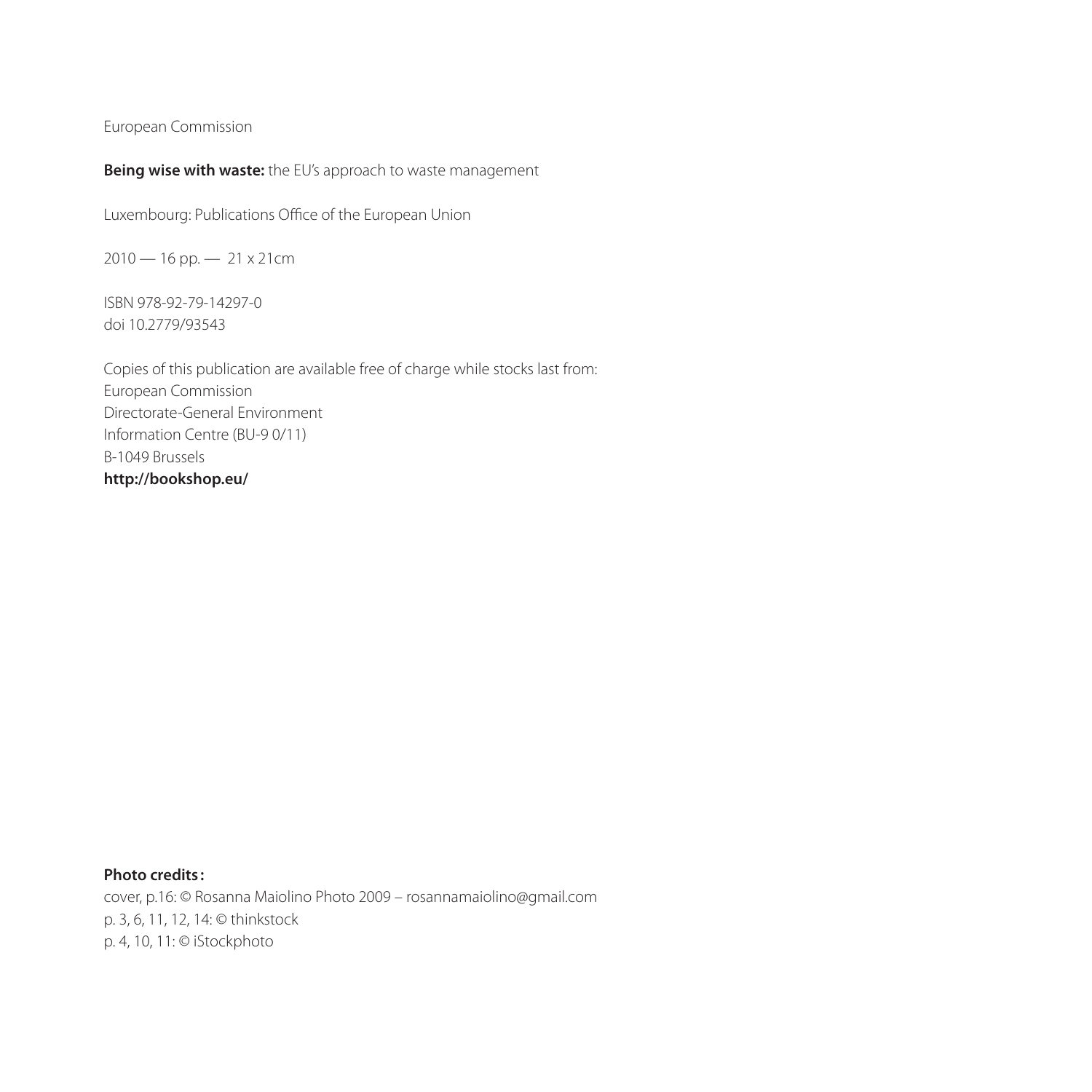European Commission

**Being wise with waste:** the EU's approach to waste management

Luxembourg: Publications Office of the European Union

2010 — 16 pp. — 21 x 21cm

ISBN 978-92-79-14297-0
doi 10.2779/93543

Copies of this publication are available free of charge while stocks last from:
European Commission
Directorate-General Environment
Information Centre (BU-9 0/11)
B-1049 Brussels
**http://bookshop.eu/**

**Photo credits:**
cover, p.16: © Rosanna Maiolino Photo 2009 – rosannamaiolino@gmail.com
p. 3, 6, 11, 12, 14: © thinkstock
p. 4, 10, 11: © iStockphoto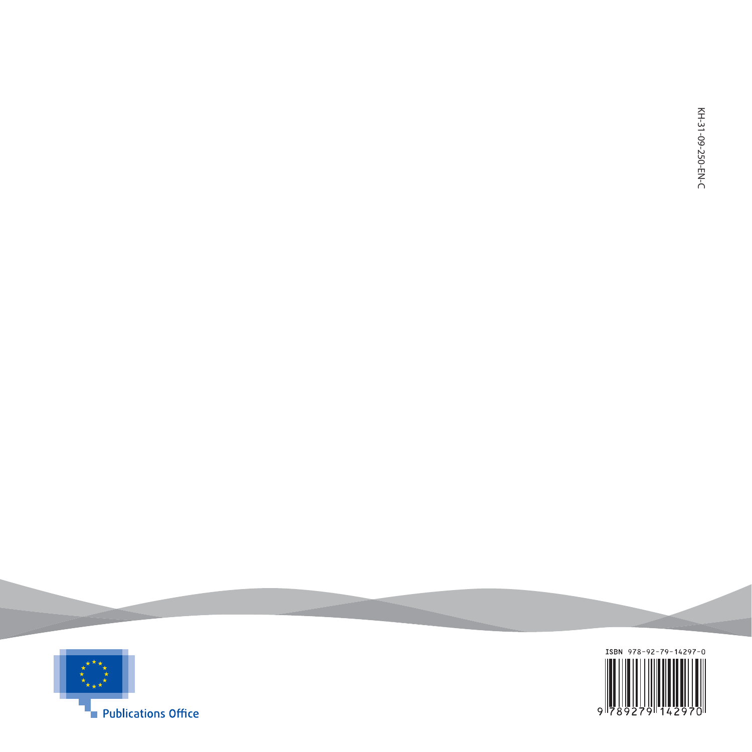KH-31-09-250-EN-C

Publications Office

ISBN 978-92-79-14297-0

9 789279 142970